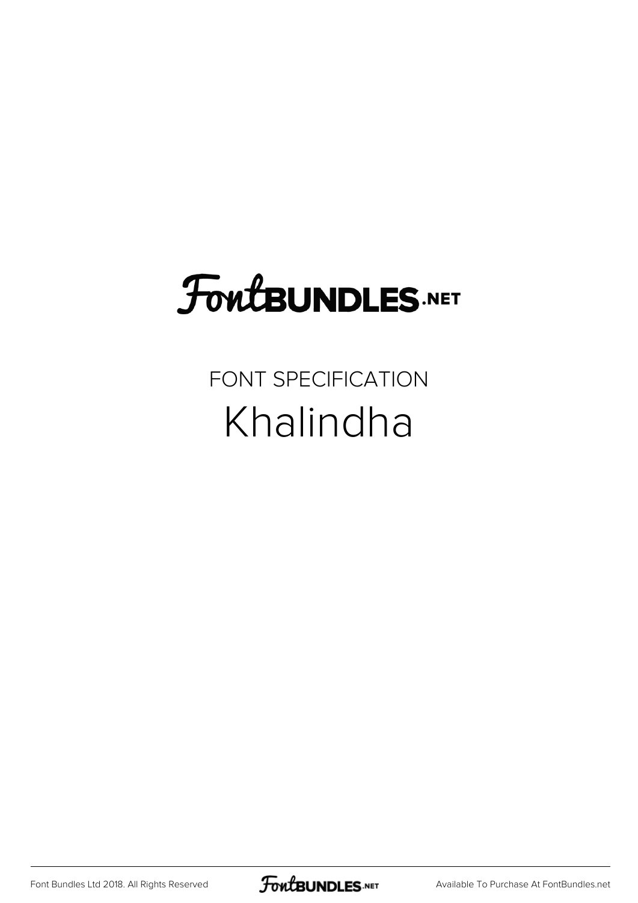FontBUNDLES.NET

FONT SPECIFICATION

# Khalindha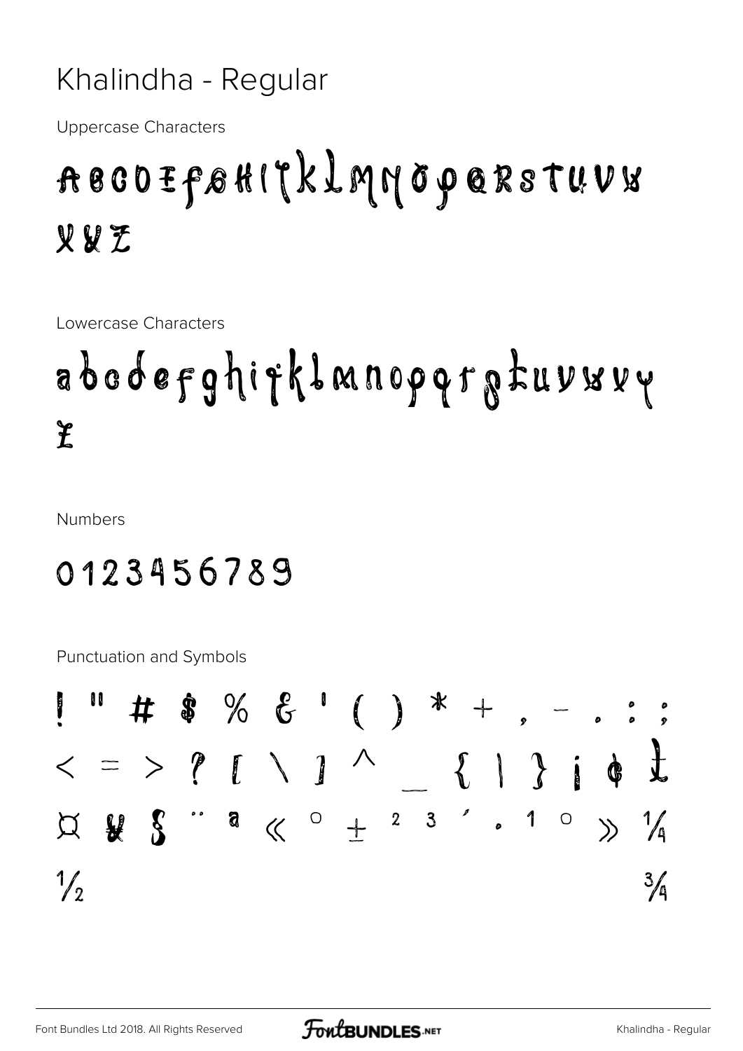# Khalindha - Regular

Uppercase Characters

ABCDEFGHIJKLMNOPQRSTUVW XYZ

Lowercase Characters

abcdefghijklmnopqrstuvwxy z

Numbers

0123456789

Punctuation and Symbols

! " # $ % & ' ( ) * + , - . : ;
< = > ? [ \ ] ^ _ { | } ¡ ¢ £
¤ ¥ § ¨ ª « ° ± ² ³ ´ · ¹ º » ¼
½ ¾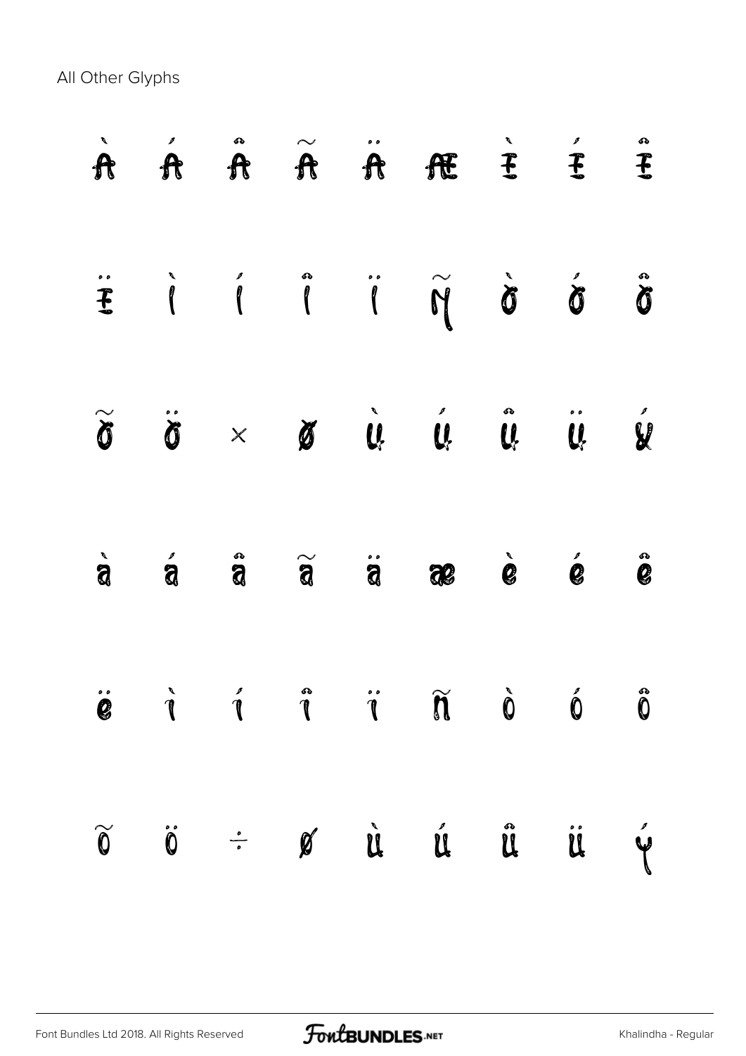All Other Glyphs

À Á Â Ã Ä Æ È É Ê

Ë Ì Í Î Ï Ñ Ò Ó Ô

Õ Ö × Ø Ù Ú Û Ü Ý

à á â ã ä æ è é ê

ë ì í î ï ñ ò ó ô

õ ö ÷ ø ù ú û ü ý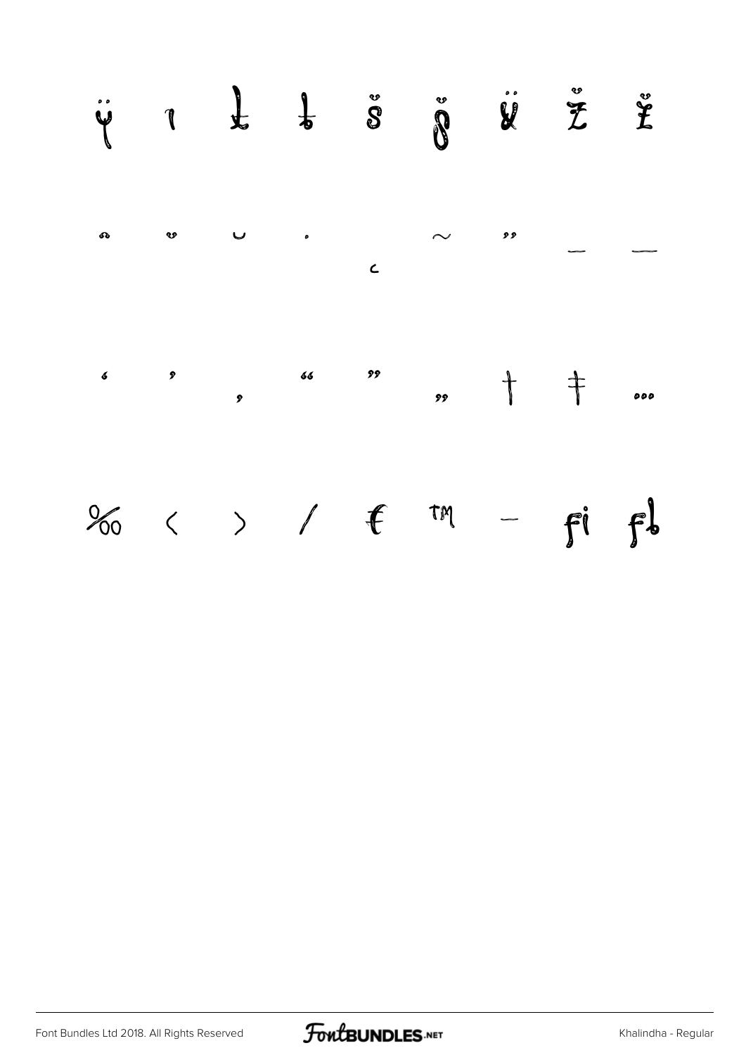Ÿ ı Ł ł Š š Ÿ Ž ž

˛ ˘ ˘ ˙ ¸ ˜ ˝ – —

‘ ’ ‚ “ ” „ † ‡ …

‰ ‹ › ⁄ € ™ − ﬁ ﬂ